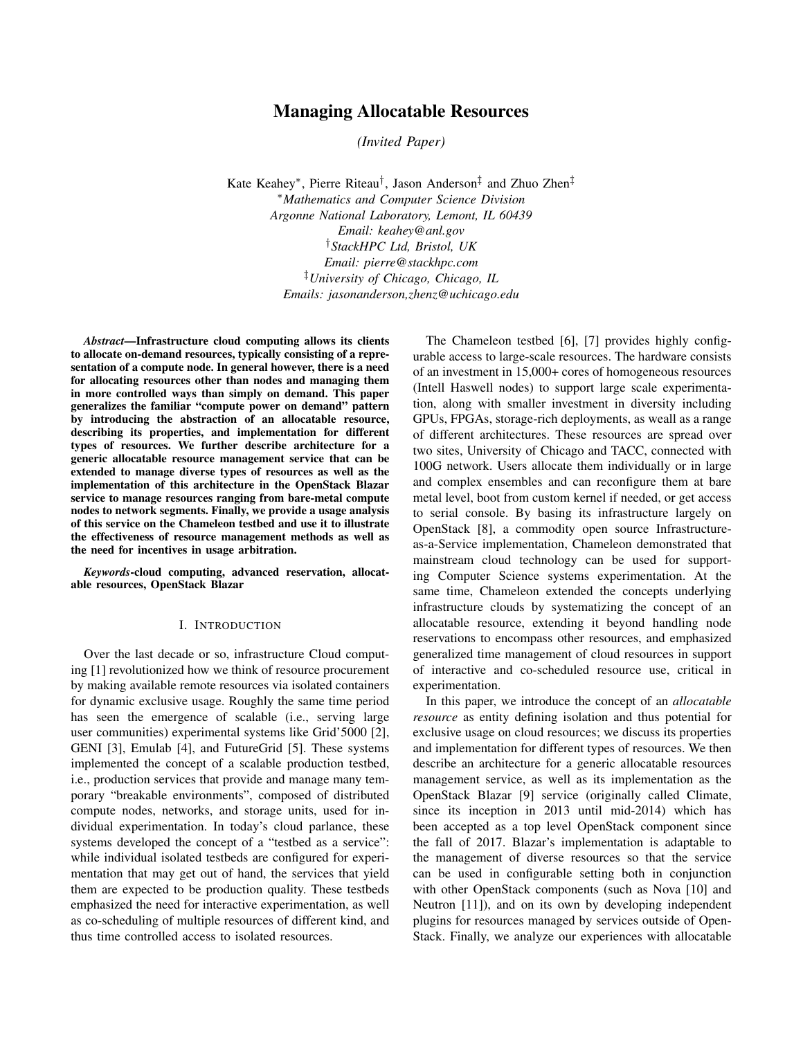# Managing Allocatable Resources

*(Invited Paper)*

Kate Keahey[*], Pierre Riteau[†], Jason Anderson[‡] and Zhuo Zhen[‡]

[*]*Mathematics and Computer Science Division*
*Argonne National Laboratory, Lemont, IL 60439*
*Email: keahey@anl.gov*
[†]*StackHPC Ltd, Bristol, UK*
*Email: pierre@stackhpc.com*
[‡]*University of Chicago, Chicago, IL*
*Emails: jasonanderson,zhenz@uchicago.edu*

***Abstract*—Infrastructure cloud computing allows its clients to allocate on-demand resources, typically consisting of a representation of a compute node. In general however, there is a need for allocating resources other than nodes and managing them in more controlled ways than simply on demand. This paper generalizes the familiar "compute power on demand" pattern by introducing the abstraction of an allocatable resource, describing its properties, and implementation for different types of resources. We further describe architecture for a generic allocatable resource management service that can be extended to manage diverse types of resources as well as the implementation of this architecture in the OpenStack Blazar service to manage resources ranging from bare-metal compute nodes to network segments. Finally, we provide a usage analysis of this service on the Chameleon testbed and use it to illustrate the effectiveness of resource management methods as well as the need for incentives in usage arbitration.**

***Keywords*-cloud computing, advanced reservation, allocatable resources, OpenStack Blazar**

## I. Introduction

Over the last decade or so, infrastructure Cloud computing [1] revolutionized how we think of resource procurement by making available remote resources via isolated containers for dynamic exclusive usage. Roughly the same time period has seen the emergence of scalable (i.e., serving large user communities) experimental systems like Grid'5000 [2], GENI [3], Emulab [4], and FutureGrid [5]. These systems implemented the concept of a scalable production testbed, i.e., production services that provide and manage many temporary "breakable environments", composed of distributed compute nodes, networks, and storage units, used for individual experimentation. In today's cloud parlance, these systems developed the concept of a "testbed as a service": while individual isolated testbeds are configured for experimentation that may get out of hand, the services that yield them are expected to be production quality. These testbeds emphasized the need for interactive experimentation, as well as co-scheduling of multiple resources of different kind, and thus time controlled access to isolated resources.

The Chameleon testbed [6], [7] provides highly configurable access to large-scale resources. The hardware consists of an investment in 15,000+ cores of homogeneous resources (Intell Haswell nodes) to support large scale experimentation, along with smaller investment in diversity including GPUs, FPGAs, storage-rich deployments, as weall as a range of different architectures. These resources are spread over two sites, University of Chicago and TACC, connected with 100G network. Users allocate them individually or in large and complex ensembles and can reconfigure them at bare metal level, boot from custom kernel if needed, or get access to serial console. By basing its infrastructure largely on OpenStack [8], a commodity open source Infrastructure-as-a-Service implementation, Chameleon demonstrated that mainstream cloud technology can be used for supporting Computer Science systems experimentation. At the same time, Chameleon extended the concepts underlying infrastructure clouds by systematizing the concept of an allocatable resource, extending it beyond handling node reservations to encompass other resources, and emphasized generalized time management of cloud resources in support of interactive and co-scheduled resource use, critical in experimentation.

In this paper, we introduce the concept of an *allocatable resource* as entity defining isolation and thus potential for exclusive usage on cloud resources; we discuss its properties and implementation for different types of resources. We then describe an architecture for a generic allocatable resources management service, as well as its implementation as the OpenStack Blazar [9] service (originally called Climate, since its inception in 2013 until mid-2014) which has been accepted as a top level OpenStack component since the fall of 2017. Blazar's implementation is adaptable to the management of diverse resources so that the service can be used in configurable setting both in conjunction with other OpenStack components (such as Nova [10] and Neutron [11]), and on its own by developing independent plugins for resources managed by services outside of OpenStack. Finally, we analyze our experiences with allocatable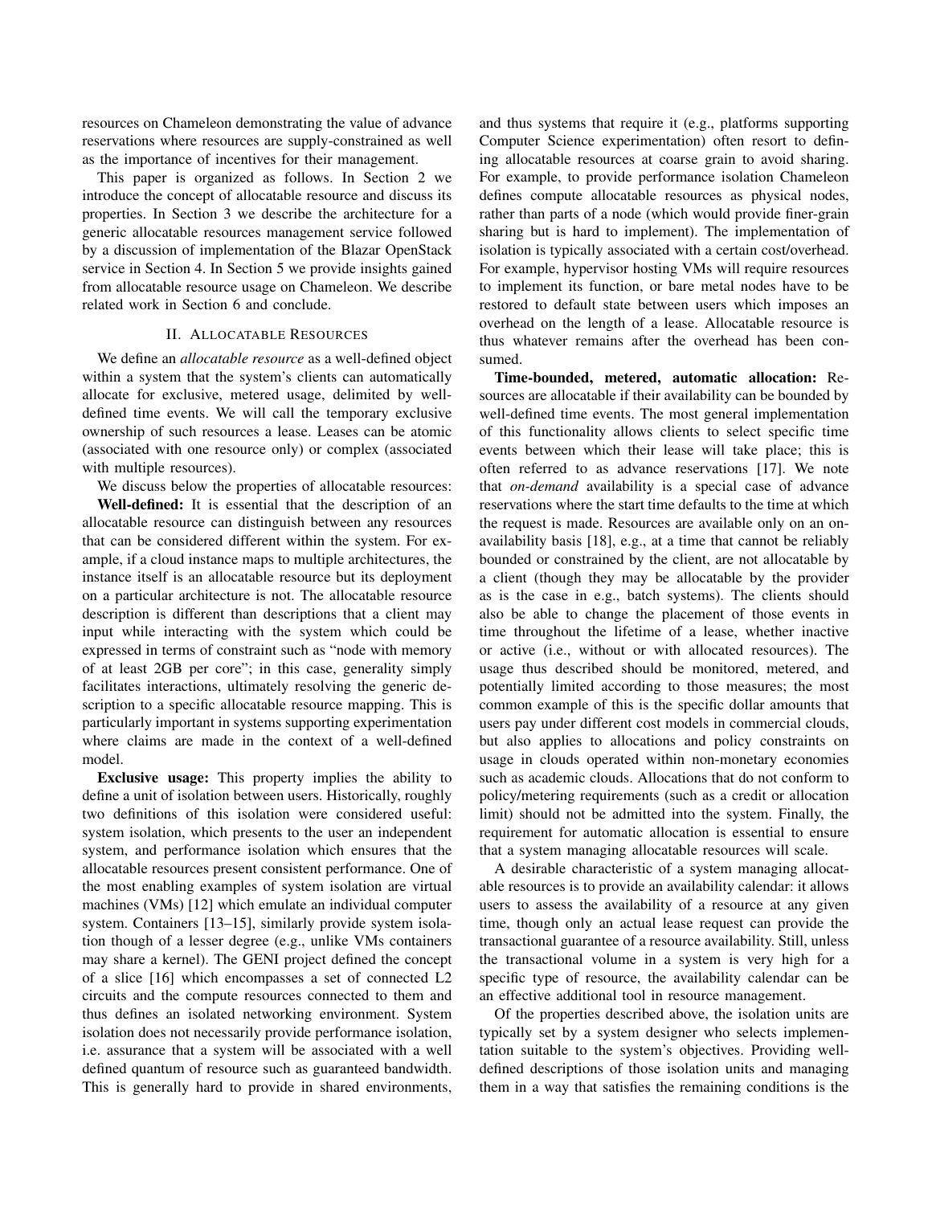resources on Chameleon demonstrating the value of advance reservations where resources are supply-constrained as well as the importance of incentives for their management.

This paper is organized as follows. In Section 2 we introduce the concept of allocatable resource and discuss its properties. In Section 3 we describe the architecture for a generic allocatable resources management service followed by a discussion of implementation of the Blazar OpenStack service in Section 4. In Section 5 we provide insights gained from allocatable resource usage on Chameleon. We describe related work in Section 6 and conclude.

## II. Allocatable Resources

We define an *allocatable resource* as a well-defined object within a system that the system's clients can automatically allocate for exclusive, metered usage, delimited by well-defined time events. We will call the temporary exclusive ownership of such resources a lease. Leases can be atomic (associated with one resource only) or complex (associated with multiple resources).

We discuss below the properties of allocatable resources:

**Well-defined:** It is essential that the description of an allocatable resource can distinguish between any resources that can be considered different within the system. For example, if a cloud instance maps to multiple architectures, the instance itself is an allocatable resource but its deployment on a particular architecture is not. The allocatable resource description is different than descriptions that a client may input while interacting with the system which could be expressed in terms of constraint such as "node with memory of at least 2GB per core"; in this case, generality simply facilitates interactions, ultimately resolving the generic description to a specific allocatable resource mapping. This is particularly important in systems supporting experimentation where claims are made in the context of a well-defined model.

**Exclusive usage:** This property implies the ability to define a unit of isolation between users. Historically, roughly two definitions of this isolation were considered useful: system isolation, which presents to the user an independent system, and performance isolation which ensures that the allocatable resources present consistent performance. One of the most enabling examples of system isolation are virtual machines (VMs) [12] which emulate an individual computer system. Containers [13–15], similarly provide system isolation though of a lesser degree (e.g., unlike VMs containers may share a kernel). The GENI project defined the concept of a slice [16] which encompasses a set of connected L2 circuits and the compute resources connected to them and thus defines an isolated networking environment. System isolation does not necessarily provide performance isolation, i.e. assurance that a system will be associated with a well defined quantum of resource such as guaranteed bandwidth. This is generally hard to provide in shared environments, and thus systems that require it (e.g., platforms supporting Computer Science experimentation) often resort to defining allocatable resources at coarse grain to avoid sharing. For example, to provide performance isolation Chameleon defines compute allocatable resources as physical nodes, rather than parts of a node (which would provide finer-grain sharing but is hard to implement). The implementation of isolation is typically associated with a certain cost/overhead. For example, hypervisor hosting VMs will require resources to implement its function, or bare metal nodes have to be restored to default state between users which imposes an overhead on the length of a lease. Allocatable resource is thus whatever remains after the overhead has been consumed.

**Time-bounded, metered, automatic allocation:** Resources are allocatable if their availability can be bounded by well-defined time events. The most general implementation of this functionality allows clients to select specific time events between which their lease will take place; this is often referred to as advance reservations [17]. We note that *on-demand* availability is a special case of advance reservations where the start time defaults to the time at which the request is made. Resources are available only on an on-availability basis [18], e.g., at a time that cannot be reliably bounded or constrained by the client, are not allocatable by a client (though they may be allocatable by the provider as is the case in e.g., batch systems). The clients should also be able to change the placement of those events in time throughout the lifetime of a lease, whether inactive or active (i.e., without or with allocated resources). The usage thus described should be monitored, metered, and potentially limited according to those measures; the most common example of this is the specific dollar amounts that users pay under different cost models in commercial clouds, but also applies to allocations and policy constraints on usage in clouds operated within non-monetary economies such as academic clouds. Allocations that do not conform to policy/metering requirements (such as a credit or allocation limit) should not be admitted into the system. Finally, the requirement for automatic allocation is essential to ensure that a system managing allocatable resources will scale.

A desirable characteristic of a system managing allocatable resources is to provide an availability calendar: it allows users to assess the availability of a resource at any given time, though only an actual lease request can provide the transactional guarantee of a resource availability. Still, unless the transactional volume in a system is very high for a specific type of resource, the availability calendar can be an effective additional tool in resource management.

Of the properties described above, the isolation units are typically set by a system designer who selects implementation suitable to the system's objectives. Providing well-defined descriptions of those isolation units and managing them in a way that satisfies the remaining conditions is the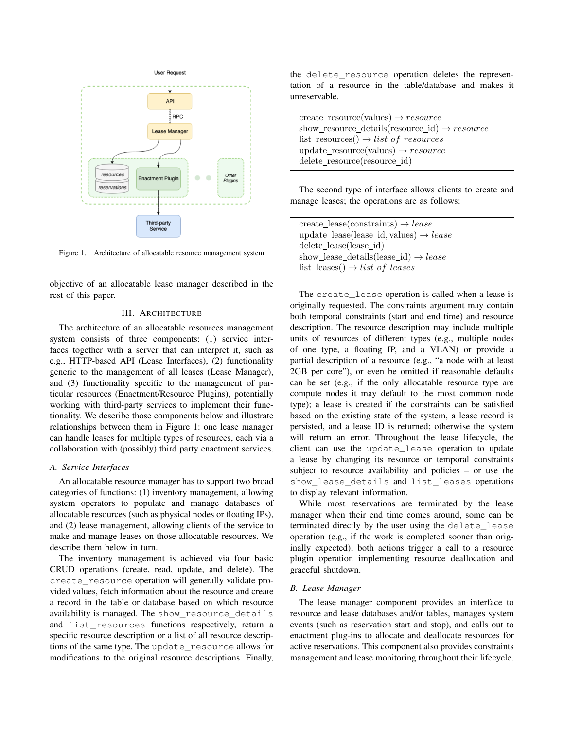Figure 1. Architecture of allocatable resource management system

objective of an allocatable lease manager described in the rest of this paper.

## III. Architecture

The architecture of an allocatable resources management system consists of three components: (1) service interfaces together with a server that can interpret it, such as e.g., HTTP-based API (Lease Interfaces), (2) functionality generic to the management of all leases (Lease Manager), and (3) functionality specific to the management of particular resources (Enactment/Resource Plugins), potentially working with third-party services to implement their functionality. We describe those components below and illustrate relationships between them in Figure 1: one lease manager can handle leases for multiple types of resources, each via a collaboration with (possibly) third party enactment services.

### *A. Service Interfaces*

An allocatable resource manager has to support two broad categories of functions: (1) inventory management, allowing system operators to populate and manage databases of allocatable resources (such as physical nodes or floating IPs), and (2) lease management, allowing clients of the service to make and manage leases on those allocatable resources. We describe them below in turn.

The inventory management is achieved via four basic CRUD operations (create, read, update, and delete). The `create_resource` operation will generally validate provided values, fetch information about the resource and create a record in the table or database based on which resource availability is managed. The `show_resource_details` and `list_resources` functions respectively, return a specific resource description or a list of all resource descriptions of the same type. The `update_resource` allows for modifications to the original resource descriptions. Finally, the `delete_resource` operation deletes the representation of a resource in the table/database and makes it unreservable.

create_resource(values) → *resource*
show_resource_details(resource_id) → *resource*
list_resources() → *list of resources*
update_resource(values) → *resource*
delete_resource(resource_id)

The second type of interface allows clients to create and manage leases; the operations are as follows:

create_lease(constraints) → *lease*
update_lease(lease_id, values) → *lease*
delete_lease(lease_id)
show_lease_details(lease_id) → *lease*
list_leases() → *list of leases*

The `create_lease` operation is called when a lease is originally requested. The constraints argument may contain both temporal constraints (start and end time) and resource description. The resource description may include multiple units of resources of different types (e.g., multiple nodes of one type, a floating IP, and a VLAN) or provide a partial description of a resource (e.g., "a node with at least 2GB per core"), or even be omitted if reasonable defaults can be set (e.g., if the only allocatable resource type are compute nodes it may default to the most common node type); a lease is created if the constraints can be satisfied based on the existing state of the system, a lease record is persisted, and a lease ID is returned; otherwise the system will return an error. Throughout the lease lifecycle, the client can use the `update_lease` operation to update a lease by changing its resource or temporal constraints subject to resource availability and policies – or use the `show_lease_details` and `list_leases` operations to display relevant information.

While most reservations are terminated by the lease manager when their end time comes around, some can be terminated directly by the user using the `delete_lease` operation (e.g., if the work is completed sooner than originally expected); both actions trigger a call to a resource plugin operation implementing resource deallocation and graceful shutdown.

### *B. Lease Manager*

The lease manager component provides an interface to resource and lease databases and/or tables, manages system events (such as reservation start and stop), and calls out to enactment plug-ins to allocate and deallocate resources for active reservations. This component also provides constraints management and lease monitoring throughout their lifecycle.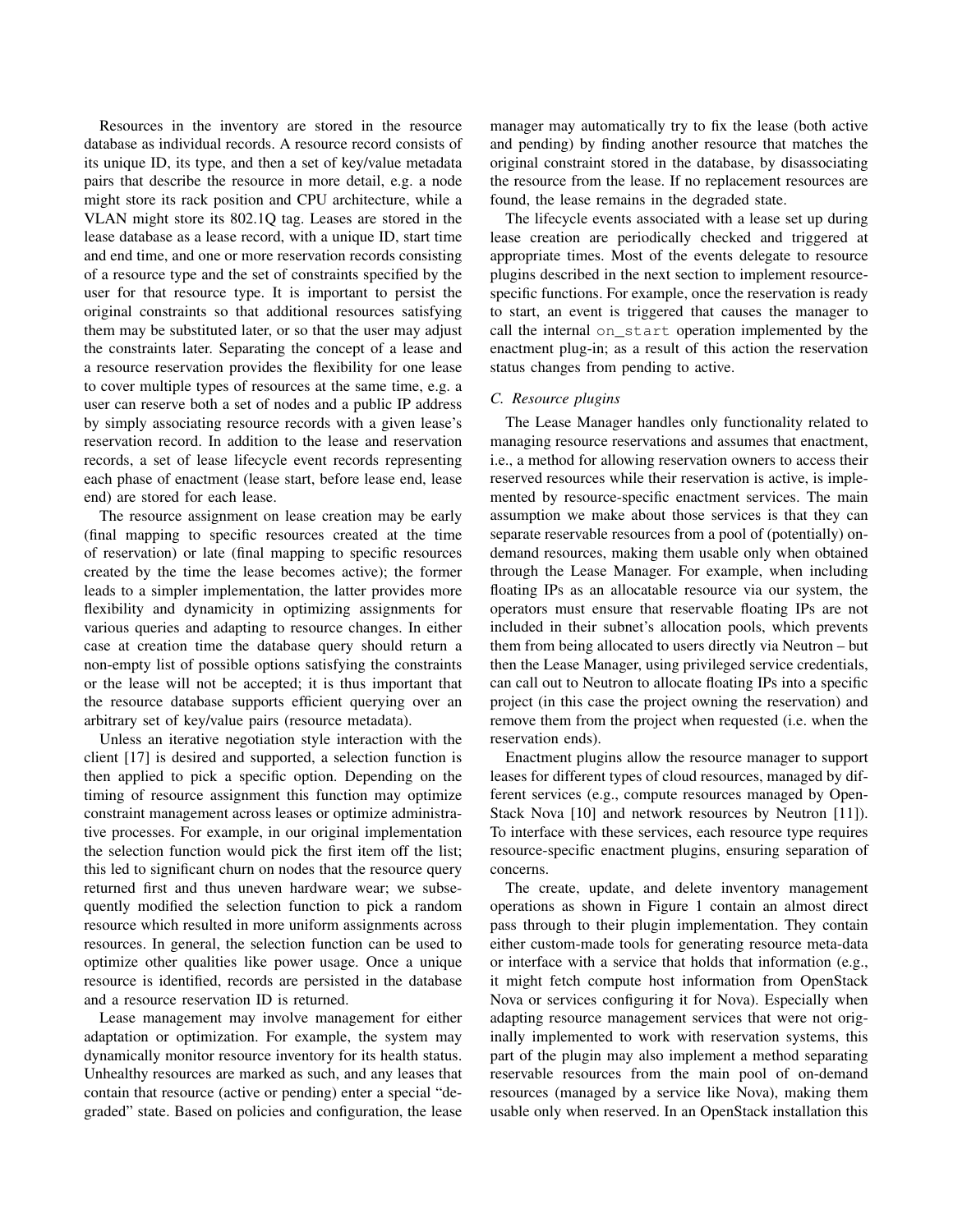Resources in the inventory are stored in the resource database as individual records. A resource record consists of its unique ID, its type, and then a set of key/value metadata pairs that describe the resource in more detail, e.g. a node might store its rack position and CPU architecture, while a VLAN might store its 802.1Q tag. Leases are stored in the lease database as a lease record, with a unique ID, start time and end time, and one or more reservation records consisting of a resource type and the set of constraints specified by the user for that resource type. It is important to persist the original constraints so that additional resources satisfying them may be substituted later, or so that the user may adjust the constraints later. Separating the concept of a lease and a resource reservation provides the flexibility for one lease to cover multiple types of resources at the same time, e.g. a user can reserve both a set of nodes and a public IP address by simply associating resource records with a given lease's reservation record. In addition to the lease and reservation records, a set of lease lifecycle event records representing each phase of enactment (lease start, before lease end, lease end) are stored for each lease.

The resource assignment on lease creation may be early (final mapping to specific resources created at the time of reservation) or late (final mapping to specific resources created by the time the lease becomes active); the former leads to a simpler implementation, the latter provides more flexibility and dynamicity in optimizing assignments for various queries and adapting to resource changes. In either case at creation time the database query should return a non-empty list of possible options satisfying the constraints or the lease will not be accepted; it is thus important that the resource database supports efficient querying over an arbitrary set of key/value pairs (resource metadata).

Unless an iterative negotiation style interaction with the client [17] is desired and supported, a selection function is then applied to pick a specific option. Depending on the timing of resource assignment this function may optimize constraint management across leases or optimize administrative processes. For example, in our original implementation the selection function would pick the first item off the list; this led to significant churn on nodes that the resource query returned first and thus uneven hardware wear; we subsequently modified the selection function to pick a random resource which resulted in more uniform assignments across resources. In general, the selection function can be used to optimize other qualities like power usage. Once a unique resource is identified, records are persisted in the database and a resource reservation ID is returned.

Lease management may involve management for either adaptation or optimization. For example, the system may dynamically monitor resource inventory for its health status. Unhealthy resources are marked as such, and any leases that contain that resource (active or pending) enter a special "degraded" state. Based on policies and configuration, the lease manager may automatically try to fix the lease (both active and pending) by finding another resource that matches the original constraint stored in the database, by disassociating the resource from the lease. If no replacement resources are found, the lease remains in the degraded state.

The lifecycle events associated with a lease set up during lease creation are periodically checked and triggered at appropriate times. Most of the events delegate to resource plugins described in the next section to implement resource-specific functions. For example, once the reservation is ready to start, an event is triggered that causes the manager to call the internal `on_start` operation implemented by the enactment plug-in; as a result of this action the reservation status changes from pending to active.

### C. Resource plugins

The Lease Manager handles only functionality related to managing resource reservations and assumes that enactment, i.e., a method for allowing reservation owners to access their reserved resources while their reservation is active, is implemented by resource-specific enactment services. The main assumption we make about those services is that they can separate reservable resources from a pool of (potentially) on-demand resources, making them usable only when obtained through the Lease Manager. For example, when including floating IPs as an allocatable resource via our system, the operators must ensure that reservable floating IPs are not included in their subnet's allocation pools, which prevents them from being allocated to users directly via Neutron – but then the Lease Manager, using privileged service credentials, can call out to Neutron to allocate floating IPs into a specific project (in this case the project owning the reservation) and remove them from the project when requested (i.e. when the reservation ends).

Enactment plugins allow the resource manager to support leases for different types of cloud resources, managed by different services (e.g., compute resources managed by OpenStack Nova [10] and network resources by Neutron [11]). To interface with these services, each resource type requires resource-specific enactment plugins, ensuring separation of concerns.

The create, update, and delete inventory management operations as shown in Figure 1 contain an almost direct pass through to their plugin implementation. They contain either custom-made tools for generating resource meta-data or interface with a service that holds that information (e.g., it might fetch compute host information from OpenStack Nova or services configuring it for Nova). Especially when adapting resource management services that were not originally implemented to work with reservation systems, this part of the plugin may also implement a method separating reservable resources from the main pool of on-demand resources (managed by a service like Nova), making them usable only when reserved. In an OpenStack installation this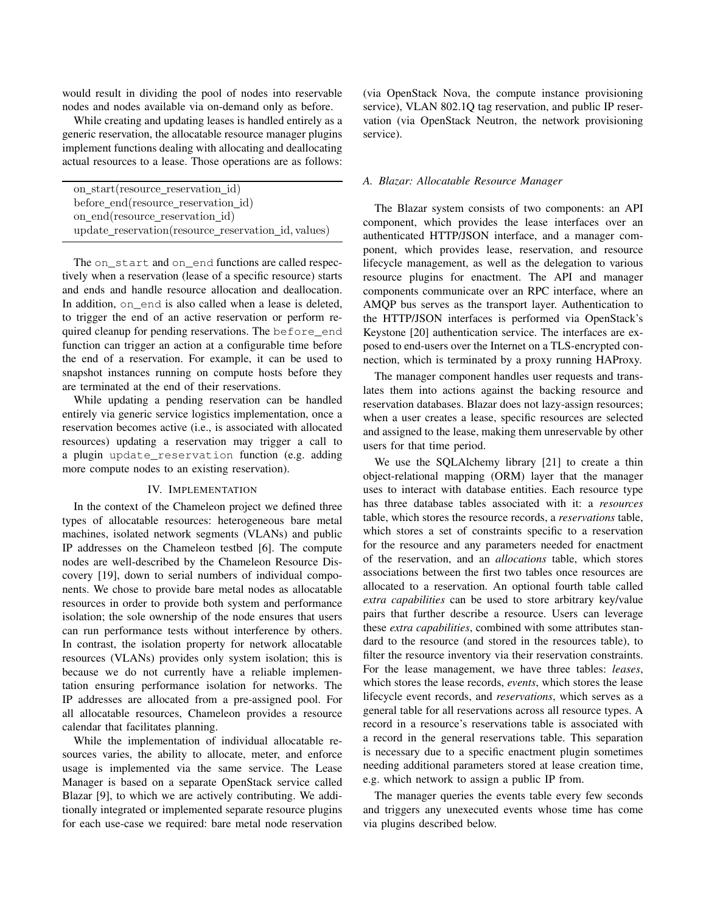would result in dividing the pool of nodes into reservable nodes and nodes available via on-demand only as before.

While creating and updating leases is handled entirely as a generic reservation, the allocatable resource manager plugins implement functions dealing with allocating and deallocating actual resources to a lease. Those operations are as follows:

```
on_start(resource_reservation_id)
before_end(resource_reservation_id)
on_end(resource_reservation_id)
update_reservation(resource_reservation_id, values)
```

The `on_start` and `on_end` functions are called respectively when a reservation (lease of a specific resource) starts and ends and handle resource allocation and deallocation. In addition, `on_end` is also called when a lease is deleted, to trigger the end of an active reservation or perform required cleanup for pending reservations. The `before_end` function can trigger an action at a configurable time before the end of a reservation. For example, it can be used to snapshot instances running on compute hosts before they are terminated at the end of their reservations.

While updating a pending reservation can be handled entirely via generic service logistics implementation, once a reservation becomes active (i.e., is associated with allocated resources) updating a reservation may trigger a call to a plugin `update_reservation` function (e.g. adding more compute nodes to an existing reservation).

## IV. Implementation

In the context of the Chameleon project we defined three types of allocatable resources: heterogeneous bare metal machines, isolated network segments (VLANs) and public IP addresses on the Chameleon testbed [6]. The compute nodes are well-described by the Chameleon Resource Discovery [19], down to serial numbers of individual components. We chose to provide bare metal nodes as allocatable resources in order to provide both system and performance isolation; the sole ownership of the node ensures that users can run performance tests without interference by others. In contrast, the isolation property for network allocatable resources (VLANs) provides only system isolation; this is because we do not currently have a reliable implementation ensuring performance isolation for networks. The IP addresses are allocated from a pre-assigned pool. For all allocatable resources, Chameleon provides a resource calendar that facilitates planning.

While the implementation of individual allocatable resources varies, the ability to allocate, meter, and enforce usage is implemented via the same service. The Lease Manager is based on a separate OpenStack service called Blazar [9], to which we are actively contributing. We additionally integrated or implemented separate resource plugins for each use-case we required: bare metal node reservation (via OpenStack Nova, the compute instance provisioning service), VLAN 802.1Q tag reservation, and public IP reservation (via OpenStack Neutron, the network provisioning service).

### A. Blazar: Allocatable Resource Manager

The Blazar system consists of two components: an API component, which provides the lease interfaces over an authenticated HTTP/JSON interface, and a manager component, which provides lease, reservation, and resource lifecycle management, as well as the delegation to various resource plugins for enactment. The API and manager components communicate over an RPC interface, where an AMQP bus serves as the transport layer. Authentication to the HTTP/JSON interfaces is performed via OpenStack's Keystone [20] authentication service. The interfaces are exposed to end-users over the Internet on a TLS-encrypted connection, which is terminated by a proxy running HAProxy.

The manager component handles user requests and translates them into actions against the backing resource and reservation databases. Blazar does not lazy-assign resources; when a user creates a lease, specific resources are selected and assigned to the lease, making them unreservable by other users for that time period.

We use the SQLAlchemy library [21] to create a thin object-relational mapping (ORM) layer that the manager uses to interact with database entities. Each resource type has three database tables associated with it: a *resources* table, which stores the resource records, a *reservations* table, which stores a set of constraints specific to a reservation for the resource and any parameters needed for enactment of the reservation, and an *allocations* table, which stores associations between the first two tables once resources are allocated to a reservation. An optional fourth table called *extra capabilities* can be used to store arbitrary key/value pairs that further describe a resource. Users can leverage these *extra capabilities*, combined with some attributes standard to the resource (and stored in the resources table), to filter the resource inventory via their reservation constraints. For the lease management, we have three tables: *leases*, which stores the lease records, *events*, which stores the lease lifecycle event records, and *reservations*, which serves as a general table for all reservations across all resource types. A record in a resource's reservations table is associated with a record in the general reservations table. This separation is necessary due to a specific enactment plugin sometimes needing additional parameters stored at lease creation time, e.g. which network to assign a public IP from.

The manager queries the events table every few seconds and triggers any unexecuted events whose time has come via plugins described below.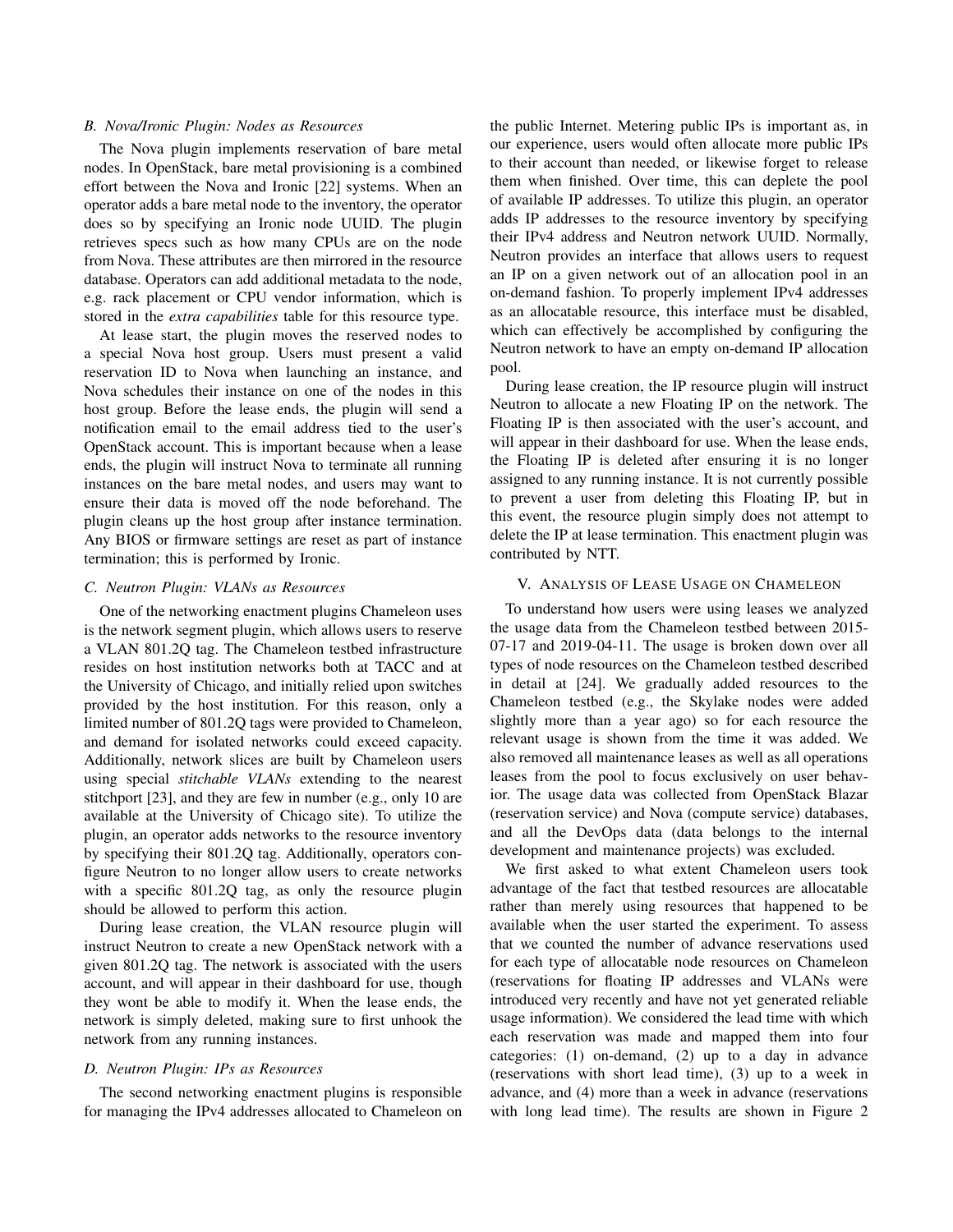### B. Nova/Ironic Plugin: Nodes as Resources

The Nova plugin implements reservation of bare metal nodes. In OpenStack, bare metal provisioning is a combined effort between the Nova and Ironic [22] systems. When an operator adds a bare metal node to the inventory, the operator does so by specifying an Ironic node UUID. The plugin retrieves specs such as how many CPUs are on the node from Nova. These attributes are then mirrored in the resource database. Operators can add additional metadata to the node, e.g. rack placement or CPU vendor information, which is stored in the *extra capabilities* table for this resource type.

At lease start, the plugin moves the reserved nodes to a special Nova host group. Users must present a valid reservation ID to Nova when launching an instance, and Nova schedules their instance on one of the nodes in this host group. Before the lease ends, the plugin will send a notification email to the email address tied to the user's OpenStack account. This is important because when a lease ends, the plugin will instruct Nova to terminate all running instances on the bare metal nodes, and users may want to ensure their data is moved off the node beforehand. The plugin cleans up the host group after instance termination. Any BIOS or firmware settings are reset as part of instance termination; this is performed by Ironic.

### C. Neutron Plugin: VLANs as Resources

One of the networking enactment plugins Chameleon uses is the network segment plugin, which allows users to reserve a VLAN 801.2Q tag. The Chameleon testbed infrastructure resides on host institution networks both at TACC and at the University of Chicago, and initially relied upon switches provided by the host institution. For this reason, only a limited number of 801.2Q tags were provided to Chameleon, and demand for isolated networks could exceed capacity. Additionally, network slices are built by Chameleon users using special *stitchable VLANs* extending to the nearest stitchport [23], and they are few in number (e.g., only 10 are available at the University of Chicago site). To utilize the plugin, an operator adds networks to the resource inventory by specifying their 801.2Q tag. Additionally, operators configure Neutron to no longer allow users to create networks with a specific 801.2Q tag, as only the resource plugin should be allowed to perform this action.

During lease creation, the VLAN resource plugin will instruct Neutron to create a new OpenStack network with a given 801.2Q tag. The network is associated with the users account, and will appear in their dashboard for use, though they wont be able to modify it. When the lease ends, the network is simply deleted, making sure to first unhook the network from any running instances.

### D. Neutron Plugin: IPs as Resources

The second networking enactment plugins is responsible for managing the IPv4 addresses allocated to Chameleon on the public Internet. Metering public IPs is important as, in our experience, users would often allocate more public IPs to their account than needed, or likewise forget to release them when finished. Over time, this can deplete the pool of available IP addresses. To utilize this plugin, an operator adds IP addresses to the resource inventory by specifying their IPv4 address and Neutron network UUID. Normally, Neutron provides an interface that allows users to request an IP on a given network out of an allocation pool in an on-demand fashion. To properly implement IPv4 addresses as an allocatable resource, this interface must be disabled, which can effectively be accomplished by configuring the Neutron network to have an empty on-demand IP allocation pool.

During lease creation, the IP resource plugin will instruct Neutron to allocate a new Floating IP on the network. The Floating IP is then associated with the user's account, and will appear in their dashboard for use. When the lease ends, the Floating IP is deleted after ensuring it is no longer assigned to any running instance. It is not currently possible to prevent a user from deleting this Floating IP, but in this event, the resource plugin simply does not attempt to delete the IP at lease termination. This enactment plugin was contributed by NTT.

## V. Analysis of Lease Usage on Chameleon

To understand how users were using leases we analyzed the usage data from the Chameleon testbed between 2015-07-17 and 2019-04-11. The usage is broken down over all types of node resources on the Chameleon testbed described in detail at [24]. We gradually added resources to the Chameleon testbed (e.g., the Skylake nodes were added slightly more than a year ago) so for each resource the relevant usage is shown from the time it was added. We also removed all maintenance leases as well as all operations leases from the pool to focus exclusively on user behavior. The usage data was collected from OpenStack Blazar (reservation service) and Nova (compute service) databases, and all the DevOps data (data belongs to the internal development and maintenance projects) was excluded.

We first asked to what extent Chameleon users took advantage of the fact that testbed resources are allocatable rather than merely using resources that happened to be available when the user started the experiment. To assess that we counted the number of advance reservations used for each type of allocatable node resources on Chameleon (reservations for floating IP addresses and VLANs were introduced very recently and have not yet generated reliable usage information). We considered the lead time with which each reservation was made and mapped them into four categories: (1) on-demand, (2) up to a day in advance (reservations with short lead time), (3) up to a week in advance, and (4) more than a week in advance (reservations with long lead time). The results are shown in Figure 2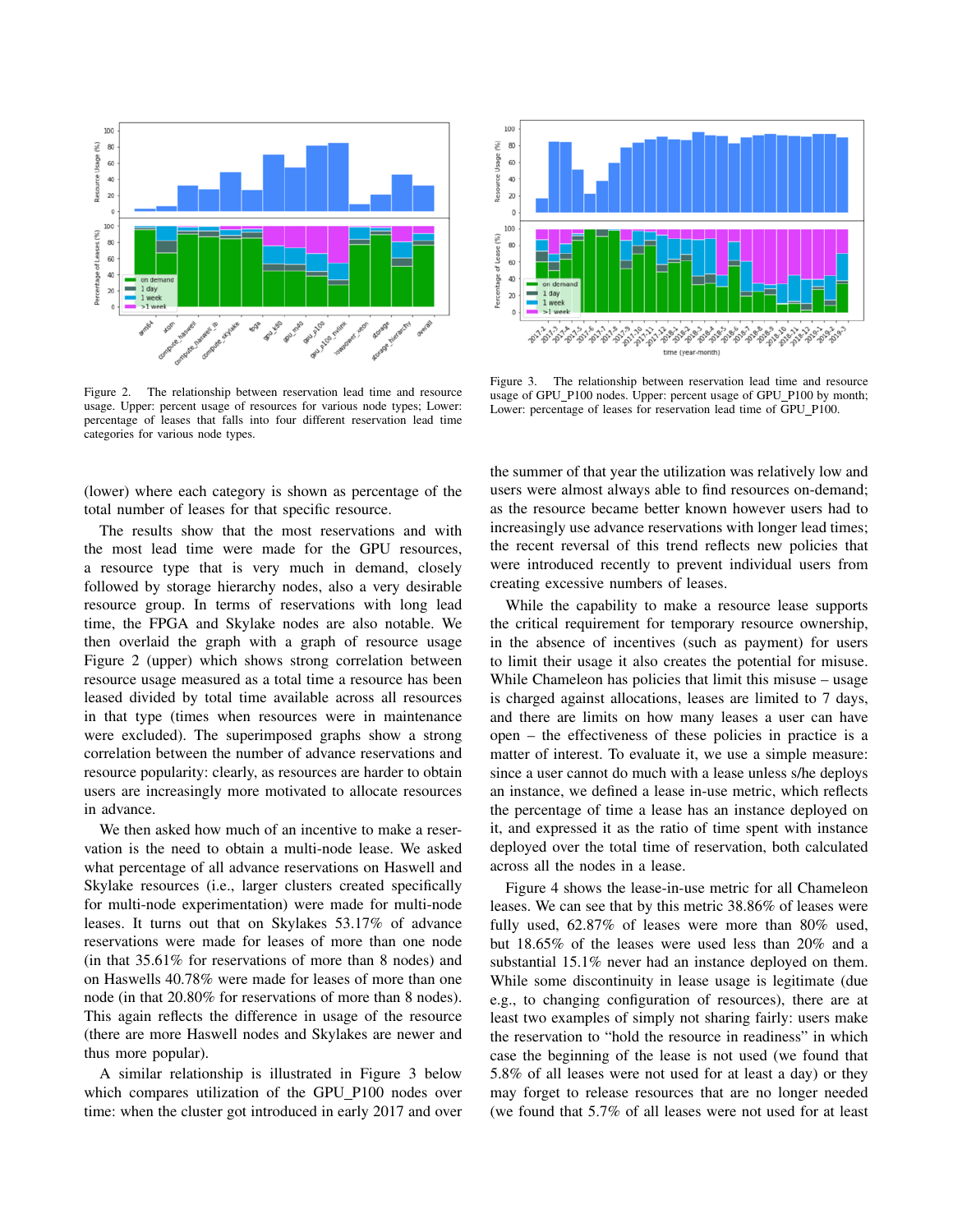Figure 2. The relationship between reservation lead time and resource usage. Upper: percent usage of resources for various node types; Lower: percentage of leases that falls into four different reservation lead time categories for various node types.

Figure 3. The relationship between reservation lead time and resource usage of GPU_P100 nodes. Upper: percent usage of GPU_P100 by month; Lower: percentage of leases for reservation lead time of GPU_P100.

(lower) where each category is shown as percentage of the total number of leases for that specific resource.

The results show that the most reservations and with the most lead time were made for the GPU resources, a resource type that is very much in demand, closely followed by storage hierarchy nodes, also a very desirable resource group. In terms of reservations with long lead time, the FPGA and Skylake nodes are also notable. We then overlaid the graph with a graph of resource usage Figure 2 (upper) which shows strong correlation between resource usage measured as a total time a resource has been leased divided by total time available across all resources in that type (times when resources were in maintenance were excluded). The superimposed graphs show a strong correlation between the number of advance reservations and resource popularity: clearly, as resources are harder to obtain users are increasingly more motivated to allocate resources in advance.

We then asked how much of an incentive to make a reservation is the need to obtain a multi-node lease. We asked what percentage of all advance reservations on Haswell and Skylake resources (i.e., larger clusters created specifically for multi-node experimentation) were made for multi-node leases. It turns out that on Skylakes 53.17% of advance reservations were made for leases of more than one node (in that 35.61% for reservations of more than 8 nodes) and on Haswells 40.78% were made for leases of more than one node (in that 20.80% for reservations of more than 8 nodes). This again reflects the difference in usage of the resource (there are more Haswell nodes and Skylakes are newer and thus more popular).

A similar relationship is illustrated in Figure 3 below which compares utilization of the GPU_P100 nodes over time: when the cluster got introduced in early 2017 and over the summer of that year the utilization was relatively low and users were almost always able to find resources on-demand; as the resource became better known however users had to increasingly use advance reservations with longer lead times; the recent reversal of this trend reflects new policies that were introduced recently to prevent individual users from creating excessive numbers of leases.

While the capability to make a resource lease supports the critical requirement for temporary resource ownership, in the absence of incentives (such as payment) for users to limit their usage it also creates the potential for misuse. While Chameleon has policies that limit this misuse – usage is charged against allocations, leases are limited to 7 days, and there are limits on how many leases a user can have open – the effectiveness of these policies in practice is a matter of interest. To evaluate it, we use a simple measure: since a user cannot do much with a lease unless s/he deploys an instance, we defined a lease in-use metric, which reflects the percentage of time a lease has an instance deployed on it, and expressed it as the ratio of time spent with instance deployed over the total time of reservation, both calculated across all the nodes in a lease.

Figure 4 shows the lease-in-use metric for all Chameleon leases. We can see that by this metric 38.86% of leases were fully used, 62.87% of leases were more than 80% used, but 18.65% of the leases were used less than 20% and a substantial 15.1% never had an instance deployed on them. While some discontinuity in lease usage is legitimate (due e.g., to changing configuration of resources), there are at least two examples of simply not sharing fairly: users make the reservation to "hold the resource in readiness" in which case the beginning of the lease is not used (we found that 5.8% of all leases were not used for at least a day) or they may forget to release resources that are no longer needed (we found that 5.7% of all leases were not used for at least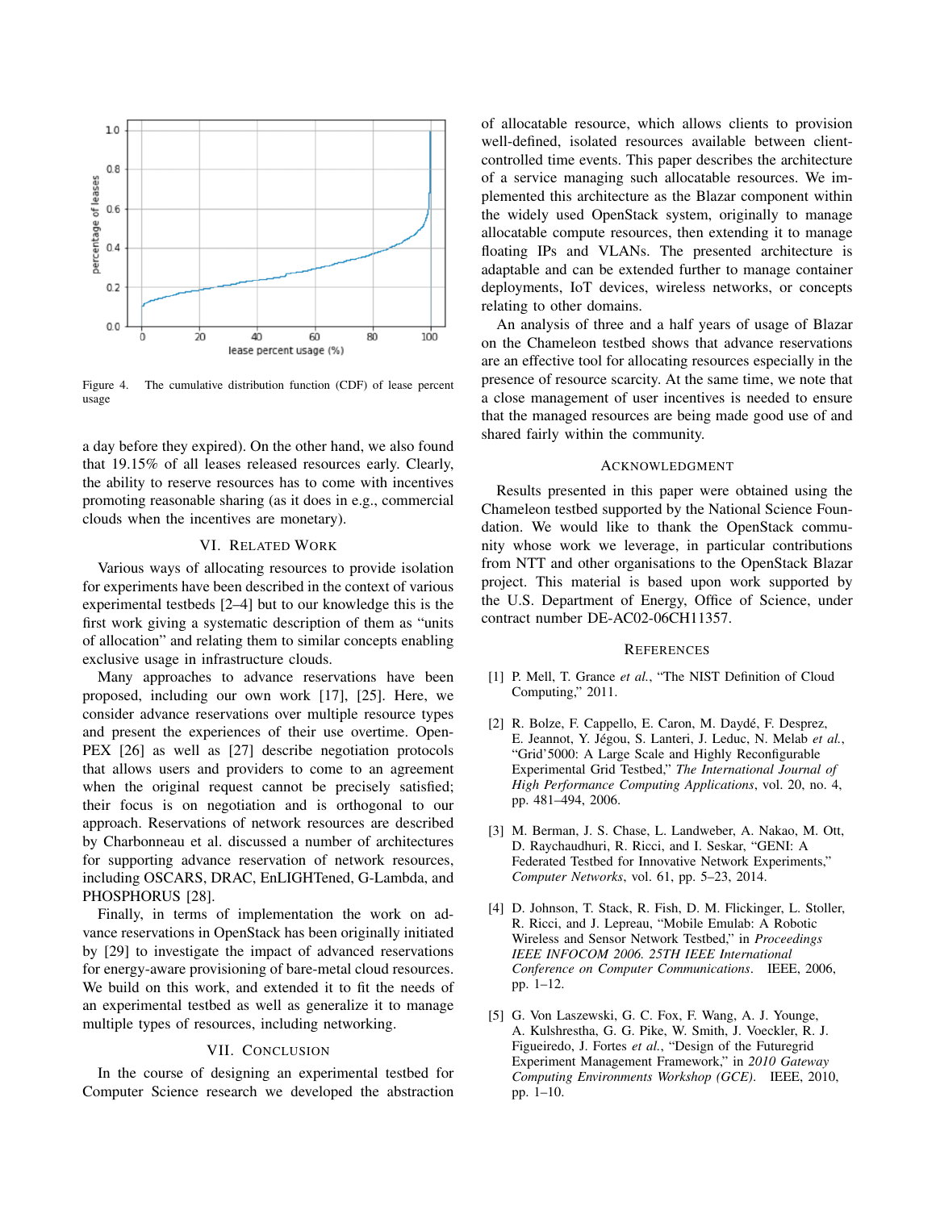Figure 4. The cumulative distribution function (CDF) of lease percent usage

a day before they expired). On the other hand, we also found that 19.15% of all leases released resources early. Clearly, the ability to reserve resources has to come with incentives promoting reasonable sharing (as it does in e.g., commercial clouds when the incentives are monetary).

## VI. Related Work

Various ways of allocating resources to provide isolation for experiments have been described in the context of various experimental testbeds [2–4] but to our knowledge this is the first work giving a systematic description of them as "units of allocation" and relating them to similar concepts enabling exclusive usage in infrastructure clouds.

Many approaches to advance reservations have been proposed, including our own work [17], [25]. Here, we consider advance reservations over multiple resource types and present the experiences of their use overtime. OpenPEX [26] as well as [27] describe negotiation protocols that allows users and providers to come to an agreement when the original request cannot be precisely satisfied; their focus is on negotiation and is orthogonal to our approach. Reservations of network resources are described by Charbonneau et al. discussed a number of architectures for supporting advance reservation of network resources, including OSCARS, DRAC, EnLIGHTened, G-Lambda, and PHOSPHORUS [28].

Finally, in terms of implementation the work on advance reservations in OpenStack has been originally initiated by [29] to investigate the impact of advanced reservations for energy-aware provisioning of bare-metal cloud resources. We build on this work, and extended it to fit the needs of an experimental testbed as well as generalize it to manage multiple types of resources, including networking.

## VII. Conclusion

In the course of designing an experimental testbed for Computer Science research we developed the abstraction of allocatable resource, which allows clients to provision well-defined, isolated resources available between client-controlled time events. This paper describes the architecture of a service managing such allocatable resources. We implemented this architecture as the Blazar component within the widely used OpenStack system, originally to manage allocatable compute resources, then extending it to manage floating IPs and VLANs. The presented architecture is adaptable and can be extended further to manage container deployments, IoT devices, wireless networks, or concepts relating to other domains.

An analysis of three and a half years of usage of Blazar on the Chameleon testbed shows that advance reservations are an effective tool for allocating resources especially in the presence of resource scarcity. At the same time, we note that a close management of user incentives is needed to ensure that the managed resources are being made good use of and shared fairly within the community.

## Acknowledgment

Results presented in this paper were obtained using the Chameleon testbed supported by the National Science Foundation. We would like to thank the OpenStack community whose work we leverage, in particular contributions from NTT and other organisations to the OpenStack Blazar project. This material is based upon work supported by the U.S. Department of Energy, Office of Science, under contract number DE-AC02-06CH11357.

## References

[1] P. Mell, T. Grance *et al.*, "The NIST Definition of Cloud Computing," 2011.

[2] R. Bolze, F. Cappello, E. Caron, M. Daydé, F. Desprez, E. Jeannot, Y. Jégou, S. Lanteri, J. Leduc, N. Melab *et al.*, "Grid'5000: A Large Scale and Highly Reconfigurable Experimental Grid Testbed," *The International Journal of High Performance Computing Applications*, vol. 20, no. 4, pp. 481–494, 2006.

[3] M. Berman, J. S. Chase, L. Landweber, A. Nakao, M. Ott, D. Raychaudhuri, R. Ricci, and I. Seskar, "GENI: A Federated Testbed for Innovative Network Experiments," *Computer Networks*, vol. 61, pp. 5–23, 2014.

[4] D. Johnson, T. Stack, R. Fish, D. M. Flickinger, L. Stoller, R. Ricci, and J. Lepreau, "Mobile Emulab: A Robotic Wireless and Sensor Network Testbed," in *Proceedings IEEE INFOCOM 2006. 25TH IEEE International Conference on Computer Communications*. IEEE, 2006, pp. 1–12.

[5] G. Von Laszewski, G. C. Fox, F. Wang, A. J. Younge, A. Kulshrestha, G. G. Pike, W. Smith, J. Voeckler, R. J. Figueiredo, J. Fortes *et al.*, "Design of the Futuregrid Experiment Management Framework," in *2010 Gateway Computing Environments Workshop (GCE)*. IEEE, 2010, pp. 1–10.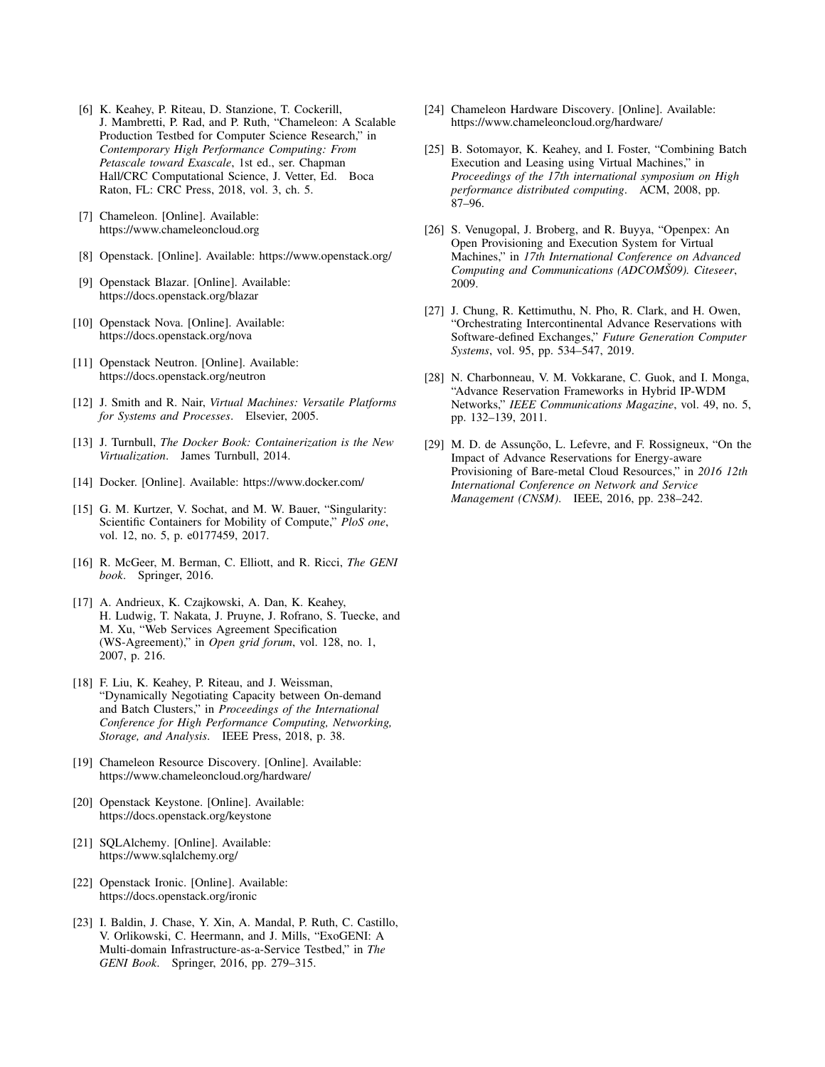[6] K. Keahey, P. Riteau, D. Stanzione, T. Cockerill, J. Mambretti, P. Rad, and P. Ruth, "Chameleon: A Scalable Production Testbed for Computer Science Research," in *Contemporary High Performance Computing: From Petascale toward Exascale*, 1st ed., ser. Chapman Hall/CRC Computational Science, J. Vetter, Ed. Boca Raton, FL: CRC Press, 2018, vol. 3, ch. 5.

[7] Chameleon. [Online]. Available: https://www.chameleoncloud.org

[8] Openstack. [Online]. Available: https://www.openstack.org/

[9] Openstack Blazar. [Online]. Available: https://docs.openstack.org/blazar

[10] Openstack Nova. [Online]. Available: https://docs.openstack.org/nova

[11] Openstack Neutron. [Online]. Available: https://docs.openstack.org/neutron

[12] J. Smith and R. Nair, *Virtual Machines: Versatile Platforms for Systems and Processes*. Elsevier, 2005.

[13] J. Turnbull, *The Docker Book: Containerization is the New Virtualization*. James Turnbull, 2014.

[14] Docker. [Online]. Available: https://www.docker.com/

[15] G. M. Kurtzer, V. Sochat, and M. W. Bauer, "Singularity: Scientific Containers for Mobility of Compute," *PloS one*, vol. 12, no. 5, p. e0177459, 2017.

[16] R. McGeer, M. Berman, C. Elliott, and R. Ricci, *The GENI book*. Springer, 2016.

[17] A. Andrieux, K. Czajkowski, A. Dan, K. Keahey, H. Ludwig, T. Nakata, J. Pruyne, J. Rofrano, S. Tuecke, and M. Xu, "Web Services Agreement Specification (WS-Agreement)," in *Open grid forum*, vol. 128, no. 1, 2007, p. 216.

[18] F. Liu, K. Keahey, P. Riteau, and J. Weissman, "Dynamically Negotiating Capacity between On-demand and Batch Clusters," in *Proceedings of the International Conference for High Performance Computing, Networking, Storage, and Analysis*. IEEE Press, 2018, p. 38.

[19] Chameleon Resource Discovery. [Online]. Available: https://www.chameleoncloud.org/hardware/

[20] Openstack Keystone. [Online]. Available: https://docs.openstack.org/keystone

[21] SQLAlchemy. [Online]. Available: https://www.sqlalchemy.org/

[22] Openstack Ironic. [Online]. Available: https://docs.openstack.org/ironic

[23] I. Baldin, J. Chase, Y. Xin, A. Mandal, P. Ruth, C. Castillo, V. Orlikowski, C. Heermann, and J. Mills, "ExoGENI: A Multi-domain Infrastructure-as-a-Service Testbed," in *The GENI Book*. Springer, 2016, pp. 279–315.

[24] Chameleon Hardware Discovery. [Online]. Available: https://www.chameleoncloud.org/hardware/

[25] B. Sotomayor, K. Keahey, and I. Foster, "Combining Batch Execution and Leasing using Virtual Machines," in *Proceedings of the 17th international symposium on High performance distributed computing*. ACM, 2008, pp. 87–96.

[26] S. Venugopal, J. Broberg, and R. Buyya, "Openpex: An Open Provisioning and Execution System for Virtual Machines," in *17th International Conference on Advanced Computing and Communications (ADCOMŠ09). Citeseer*, 2009.

[27] J. Chung, R. Kettimuthu, N. Pho, R. Clark, and H. Owen, "Orchestrating Intercontinental Advance Reservations with Software-defined Exchanges," *Future Generation Computer Systems*, vol. 95, pp. 534–547, 2019.

[28] N. Charbonneau, V. M. Vokkarane, C. Guok, and I. Monga, "Advance Reservation Frameworks in Hybrid IP-WDM Networks," *IEEE Communications Magazine*, vol. 49, no. 5, pp. 132–139, 2011.

[29] M. D. de Assunção, L. Lefevre, and F. Rossigneux, "On the Impact of Advance Reservations for Energy-aware Provisioning of Bare-metal Cloud Resources," in *2016 12th International Conference on Network and Service Management (CNSM)*. IEEE, 2016, pp. 238–242.